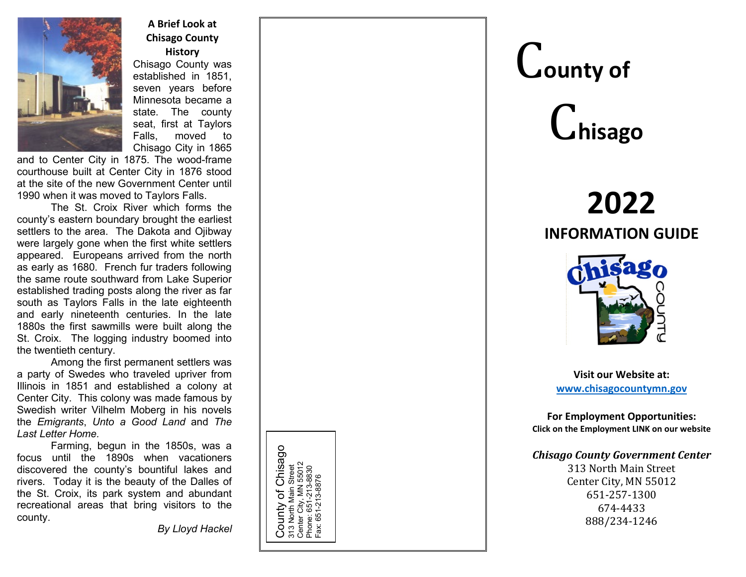## A Brief Look at Chisago County History

Chisago County was established in 1851, seven years before Minnesota became a state. The county seat, first at Taylors Falls, moved to Chisago City in 1865 and to Center City in 1875. The wood-frame courthouse built at Center City in 1876 stood at the site of the new Government Center until 1990 when it was moved to Taylors Falls.

The St. Croix River which forms the county's eastern boundary brought the earliest settlers to the area. The Dakota and Ojibway were largely gone when the first white settlers appeared. Europeans arrived from the north as early as 1680. French fur traders following the same route southward from Lake Superior established trading posts along the river as far south as Taylors Falls in the late eighteenth and early nineteenth centuries. In the late 1880s the first sawmills were built along the St. Croix. The logging industry boomed into the twentieth century.

Among the first permanent settlers was a party of Swedes who traveled upriver from Illinois in 1851 and established a colony at Center City. This colony was made famous by Swedish writer Vilhelm Moberg in his novels the *Emigrants*, *Unto a Good Land* and *The Last Letter Home.*

Farming, begun in the 1850s, was a focus until the 1890s when vacationers discovered the county's bountiful lakes and rivers. Today it is the beauty of the Dalles of the St. Croix, its park system and abundant recreational areas that bring visitors to the county.

*By Lloyd Hackel*

County of Chisago
313 North Main Street
Center City, MN 55012
Phone: 651-213-8830
Fax: 651-213-8876

# County of Chisago

# 2022

## INFORMATION GUIDE

**Visit our Website at:**
**www.chisagocountymn.gov**

**For Employment Opportunities:**
**Click on the Employment LINK on our website**

***Chisago County Government Center***
313 North Main Street
Center City, MN 55012
651-257-1300
674-4433
888/234-1246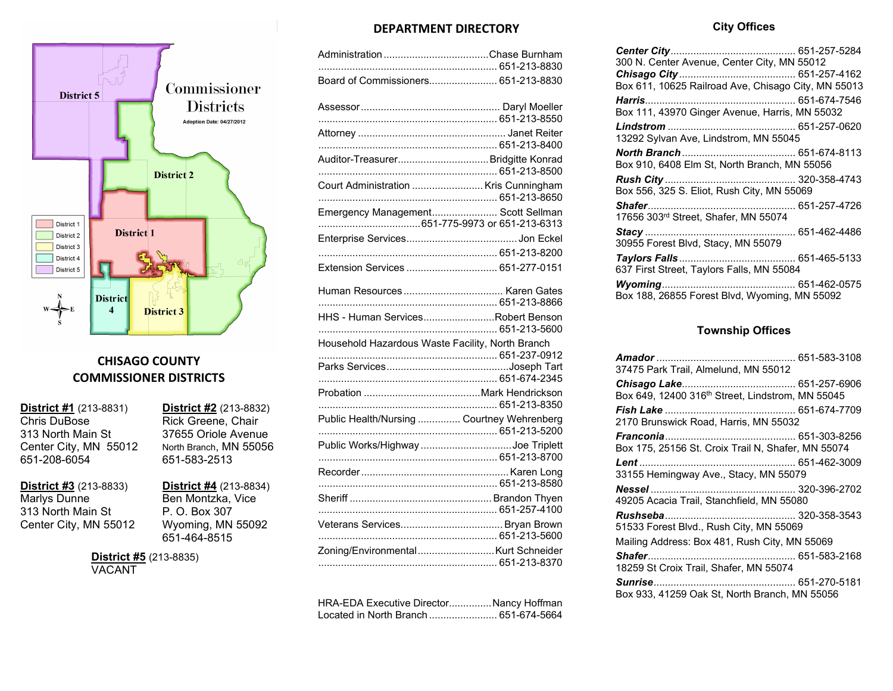Commissioner Districts

Adoption Date: 04/27/2012

District 5

District 2

District 1

District 4

District 3

District 1
District 2
District 3
District 4
District 5

N
W E
S

## CHISAGO COUNTY COMMISSIONER DISTRICTS

**District #1** (213-8831)
Chris DuBose
313 North Main St
Center City, MN 55012
651-208-6054

**District #2** (213-8832)
Rick Greene, Chair
37655 Oriole Avenue
North Branch, MN 55056
651-583-2513

**District #3** (213-8833)
Marlys Dunne
313 North Main St
Center City, MN 55012

**District #4** (213-8834)
Ben Montzka, Vice
P. O. Box 307
Wyoming, MN 55092
651-464-8515

**District #5** (213-8835)
VACANT

## DEPARTMENT DIRECTORY

Administration ..................... Chase Burnham
..................... 651-213-8830

Board of Commissioners..................... 651-213-8830

Assessor ..................... Daryl Moeller
..................... 651-213-8550

Attorney ..................... Janet Reiter
..................... 651-213-8400

Auditor-Treasurer..................... Bridgitte Konrad
..................... 651-213-8500

Court Administration ..................... Kris Cunningham
..................... 651-213-8650

Emergency Management..................... Scott Sellman
.....................651-775-9973 or 651-213-6313

Enterprise Services..................... Jon Eckel
..................... 651-213-8200

Extension Services ..................... 651-277-0151

Human Resources ..................... Karen Gates
..................... 651-213-8866

HHS - Human Services..................... Robert Benson
..................... 651-213-5600

Household Hazardous Waste Facility, North Branch
..................... 651-237-0912

Parks Services..................... Joseph Tart
..................... 651-674-2345

Probation ..................... Mark Hendrickson
..................... 651-213-8350

Public Health/Nursing ..................... Courtney Wehrenberg
..................... 651-213-5200

Public Works/Highway ..................... Joe Triplett
..................... 651-213-8700

Recorder..................... Karen Long
..................... 651-213-8580

Sheriff ..................... Brandon Thyen
..................... 651-257-4100

Veterans Services..................... Bryan Brown
..................... 651-213-5600

Zoning/Environmental..................... Kurt Schneider
..................... 651-213-8370

HRA-EDA Executive Director..................... Nancy Hoffman
Located in North Branch ..................... 651-674-5664

## City Offices

***Center City*** ..................... 651-257-5284
300 N. Center Avenue, Center City, MN 55012

***Chisago City*** ..................... 651-257-4162
Box 611, 10625 Railroad Ave, Chisago City, MN 55013

***Harris***..................... 651-674-7546
Box 111, 43970 Ginger Avenue, Harris, MN 55032

***Lindstrom*** ..................... 651-257-0620
13292 Sylvan Ave, Lindstrom, MN 55045

***North Branch***..................... 651-674-8113
Box 910, 6408 Elm St, North Branch, MN 55056

***Rush City*** ..................... 320-358-4743
Box 556, 325 S. Eliot, Rush City, MN 55069

***Shafer***..................... 651-257-4726
17656 303rd Street, Shafer, MN 55074

***Stacy*** ..................... 651-462-4486
30955 Forest Blvd, Stacy, MN 55079

***Taylors Falls***..................... 651-465-5133
637 First Street, Taylors Falls, MN 55084

***Wyoming***..................... 651-462-0575
Box 188, 26855 Forest Blvd, Wyoming, MN 55092

## Township Offices

***Amador*** ..................... 651-583-3108
37475 Park Trail, Almelund, MN 55012

***Chisago Lake*****.**.................... 651-257-6906
Box 649, 12400 316th Street, Lindstrom, MN 55045

***Fish Lake*** ..................... 651-674-7709
2170 Brunswick Road, Harris, MN 55032

***Franconia***..................... 651-303-8256
Box 175, 25156 St. Croix Trail N, Shafer, MN 55074

***Lent*** ..................... 651-462-3009
33155 Hemingway Ave., Stacy, MN 55079

***Nessel*** ..................... 320-396-2702
49205 Acacia Trail, Stanchfield, MN 55080

***Rushseba***..................... 320-358-3543
51533 Forest Blvd., Rush City, MN 55069
Mailing Address: Box 481, Rush City, MN 55069

***Shafer***..................... 651-583-2168
18259 St Croix Trail, Shafer, MN 55074

***Sunrise***..................... 651-270-5181
Box 933, 41259 Oak St, North Branch, MN 55056